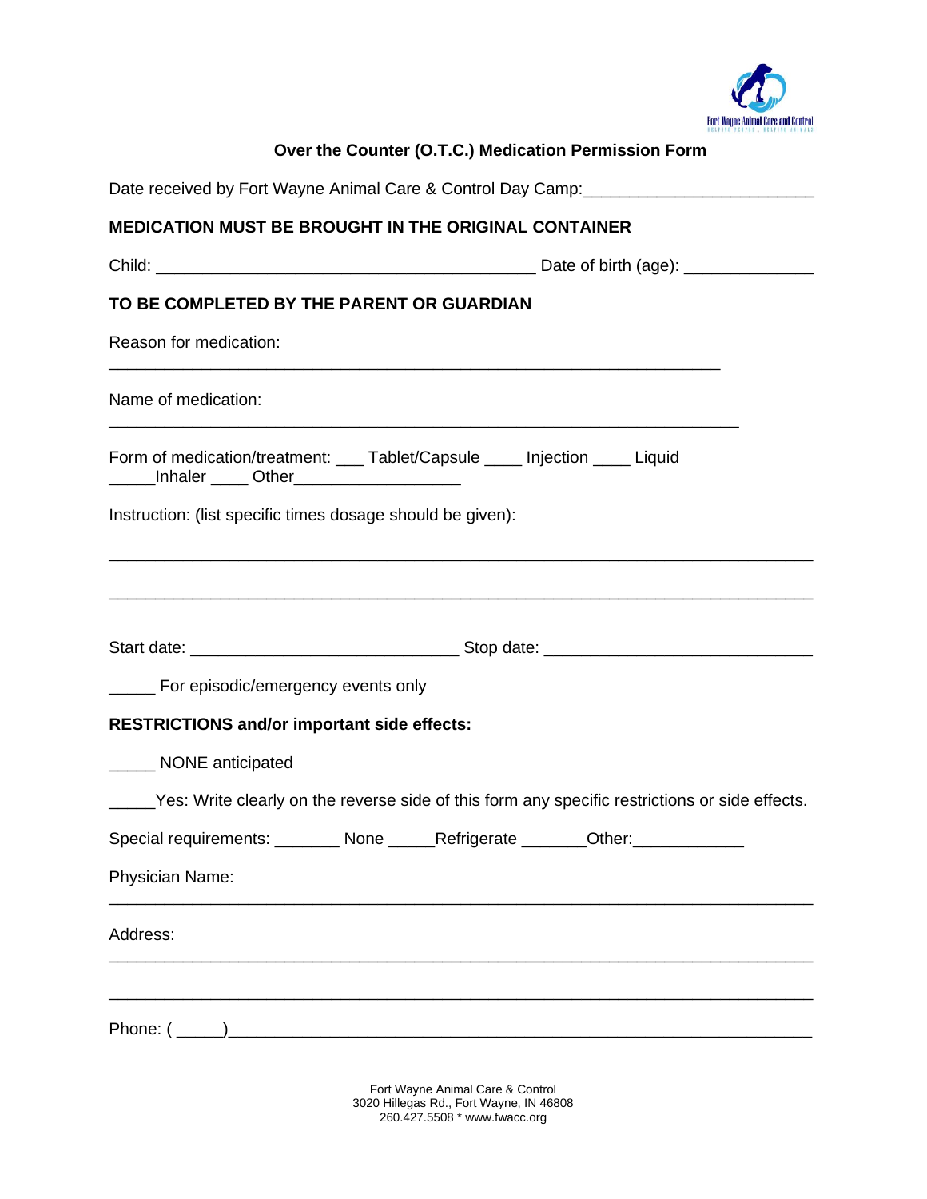## Over the Counter (O.T.C.) Medication Permission Form

Date received by Fort Wayne Animal Care & Control Day Camp:________________________

**MEDICATION MUST BE BROUGHT IN THE ORIGINAL CONTAINER**

Child: ________________________________________ Date of birth (age): _____________

**TO BE COMPLETED BY THE PARENT OR GUARDIAN**

Reason for medication:

_________________________________________________________________

Name of medication:

_________________________________________________________________

Form of medication/treatment: ___ Tablet/Capsule ____ Injection ____ Liquid _____Inhaler ____ Other__________________

Instruction: (list specific times dosage should be given):

___________________________________________________________________

___________________________________________________________________

Start date: ____________________________ Stop date: ____________________________

_____ For episodic/emergency events only

**RESTRICTIONS and/or important side effects:**

_____ NONE anticipated

_____Yes: Write clearly on the reverse side of this form any specific restrictions or side effects.

Special requirements: _______ None _____Refrigerate _______Other:___________

Physician Name:

___________________________________________________________________

Address:

___________________________________________________________________

___________________________________________________________________

Phone: ( _____)_____________________________________________________

Fort Wayne Animal Care & Control
3020 Hillegas Rd., Fort Wayne, IN 46808
260.427.5508 * www.fwacc.org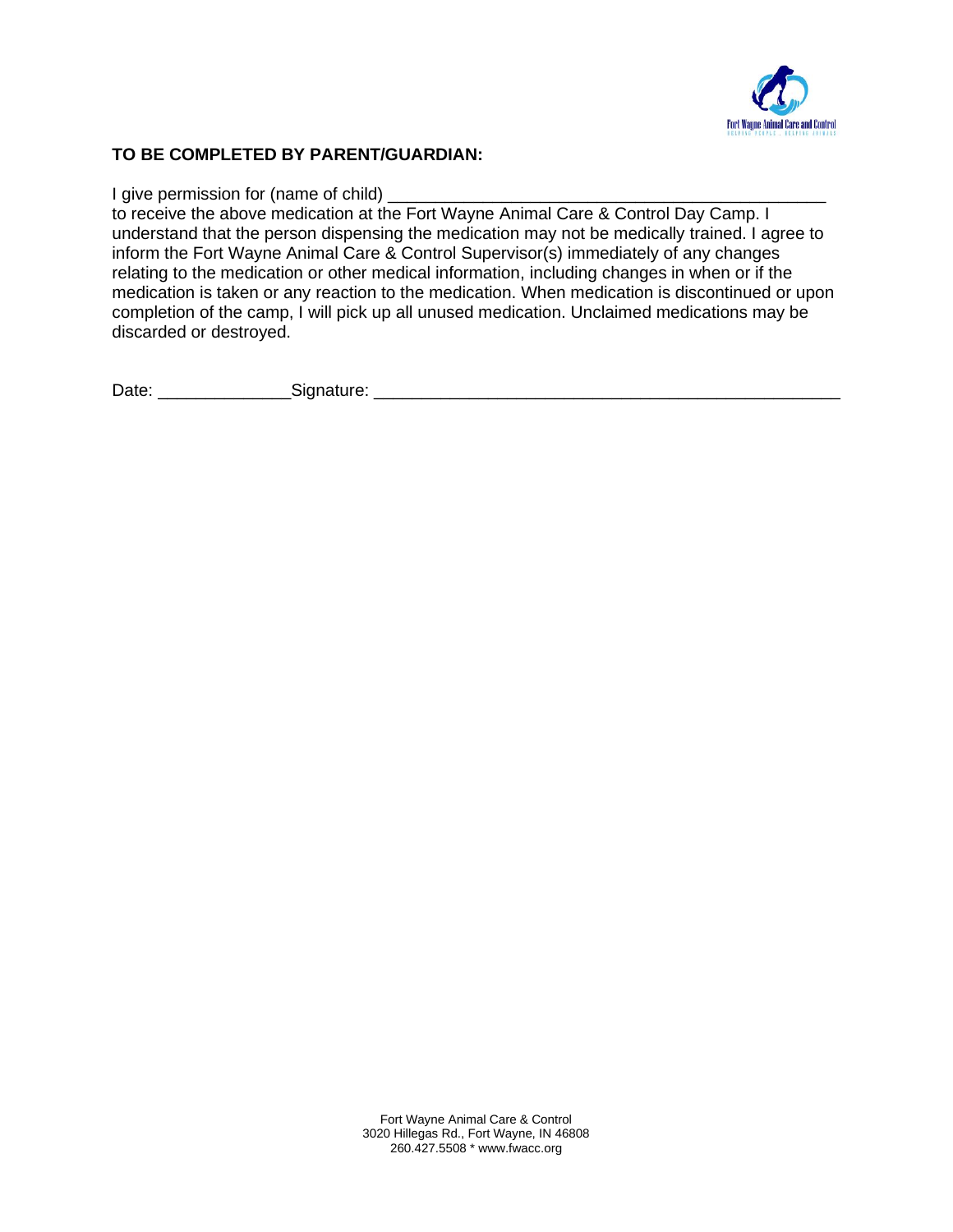**TO BE COMPLETED BY PARENT/GUARDIAN:**

I give permission for (name of child) ______________________________________________ to receive the above medication at the Fort Wayne Animal Care & Control Day Camp. I understand that the person dispensing the medication may not be medically trained. I agree to inform the Fort Wayne Animal Care & Control Supervisor(s) immediately of any changes relating to the medication or other medical information, including changes in when or if the medication is taken or any reaction to the medication. When medication is discontinued or upon completion of the camp, I will pick up all unused medication. Unclaimed medications may be discarded or destroyed.

Date: ______________Signature: __________________________________________________

Fort Wayne Animal Care & Control
3020 Hillegas Rd., Fort Wayne, IN 46808
260.427.5508 * www.fwacc.org